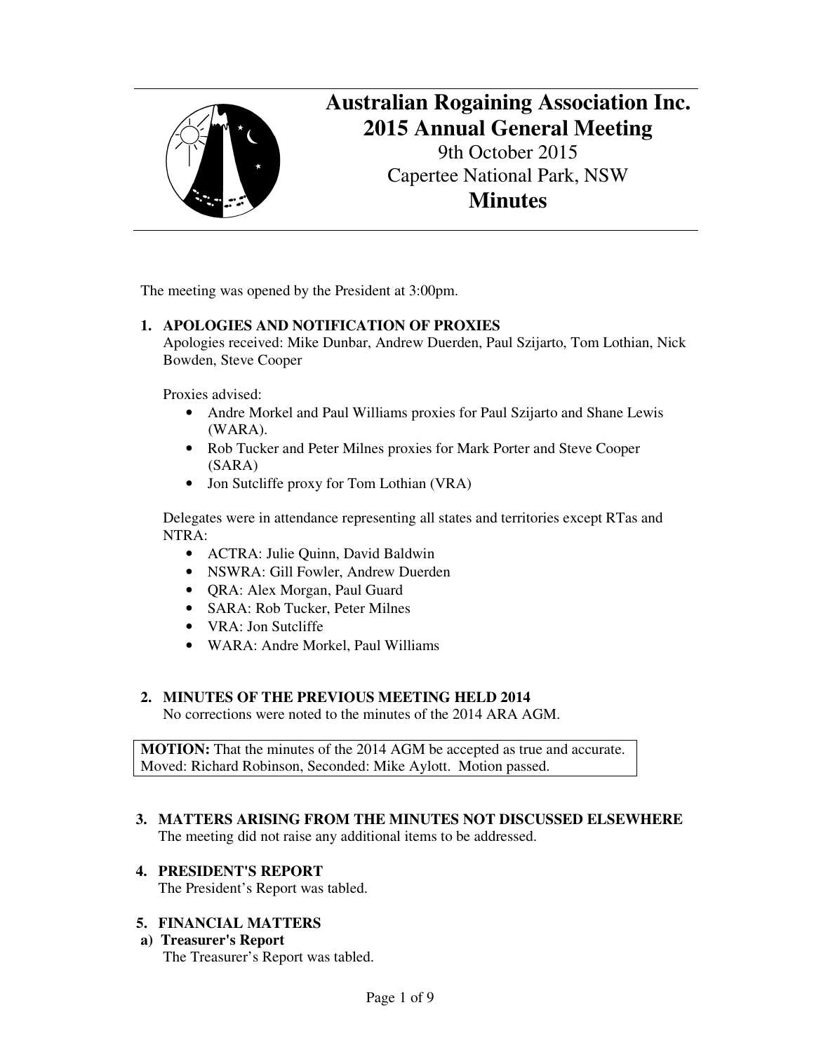# Australian Rogaining Association Inc.
# 2015 Annual General Meeting

9th October 2015

Capertee National Park, NSW

# Minutes

The meeting was opened by the President at 3:00pm.

## 1. APOLOGIES AND NOTIFICATION OF PROXIES

Apologies received: Mike Dunbar, Andrew Duerden, Paul Szijarto, Tom Lothian, Nick Bowden, Steve Cooper

Proxies advised:

- Andre Morkel and Paul Williams proxies for Paul Szijarto and Shane Lewis (WARA).
- Rob Tucker and Peter Milnes proxies for Mark Porter and Steve Cooper (SARA)
- Jon Sutcliffe proxy for Tom Lothian (VRA)

Delegates were in attendance representing all states and territories except RTas and NTRA:

- ACTRA: Julie Quinn, David Baldwin
- NSWRA: Gill Fowler, Andrew Duerden
- QRA: Alex Morgan, Paul Guard
- SARA: Rob Tucker, Peter Milnes
- VRA: Jon Sutcliffe
- WARA: Andre Morkel, Paul Williams

## 2. MINUTES OF THE PREVIOUS MEETING HELD 2014

No corrections were noted to the minutes of the 2014 ARA AGM.

**MOTION:** That the minutes of the 2014 AGM be accepted as true and accurate.
Moved: Richard Robinson, Seconded: Mike Aylott. Motion passed.

## 3. MATTERS ARISING FROM THE MINUTES NOT DISCUSSED ELSEWHERE

The meeting did not raise any additional items to be addressed.

## 4. PRESIDENT'S REPORT

The President's Report was tabled.

## 5. FINANCIAL MATTERS

### a) Treasurer's Report

The Treasurer's Report was tabled.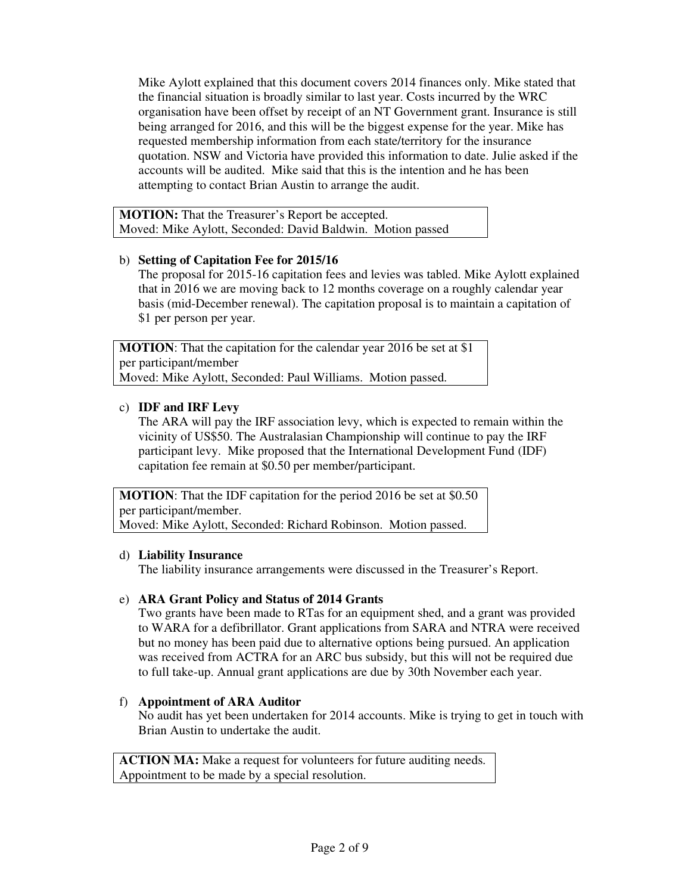Mike Aylott explained that this document covers 2014 finances only. Mike stated that the financial situation is broadly similar to last year. Costs incurred by the WRC organisation have been offset by receipt of an NT Government grant. Insurance is still being arranged for 2016, and this will be the biggest expense for the year. Mike has requested membership information from each state/territory for the insurance quotation. NSW and Victoria have provided this information to date. Julie asked if the accounts will be audited. Mike said that this is the intention and he has been attempting to contact Brian Austin to arrange the audit.

> **MOTION:** That the Treasurer's Report be accepted.
> Moved: Mike Aylott, Seconded: David Baldwin. Motion passed

b) **Setting of Capitation Fee for 2015/16**

The proposal for 2015-16 capitation fees and levies was tabled. Mike Aylott explained that in 2016 we are moving back to 12 months coverage on a roughly calendar year basis (mid-December renewal). The capitation proposal is to maintain a capitation of $1 per person per year.

> **MOTION**: That the capitation for the calendar year 2016 be set at $1 per participant/member
> Moved: Mike Aylott, Seconded: Paul Williams. Motion passed.

c) **IDF and IRF Levy**

The ARA will pay the IRF association levy, which is expected to remain within the vicinity of US$50. The Australasian Championship will continue to pay the IRF participant levy. Mike proposed that the International Development Fund (IDF) capitation fee remain at $0.50 per member/participant.

> **MOTION**: That the IDF capitation for the period 2016 be set at $0.50 per participant/member.
> Moved: Mike Aylott, Seconded: Richard Robinson. Motion passed.

d) **Liability Insurance**

The liability insurance arrangements were discussed in the Treasurer's Report.

e) **ARA Grant Policy and Status of 2014 Grants**

Two grants have been made to RTas for an equipment shed, and a grant was provided to WARA for a defibrillator. Grant applications from SARA and NTRA were received but no money has been paid due to alternative options being pursued. An application was received from ACTRA for an ARC bus subsidy, but this will not be required due to full take-up. Annual grant applications are due by 30th November each year.

f) **Appointment of ARA Auditor**

No audit has yet been undertaken for 2014 accounts. Mike is trying to get in touch with Brian Austin to undertake the audit.

> **ACTION MA:** Make a request for volunteers for future auditing needs. Appointment to be made by a special resolution.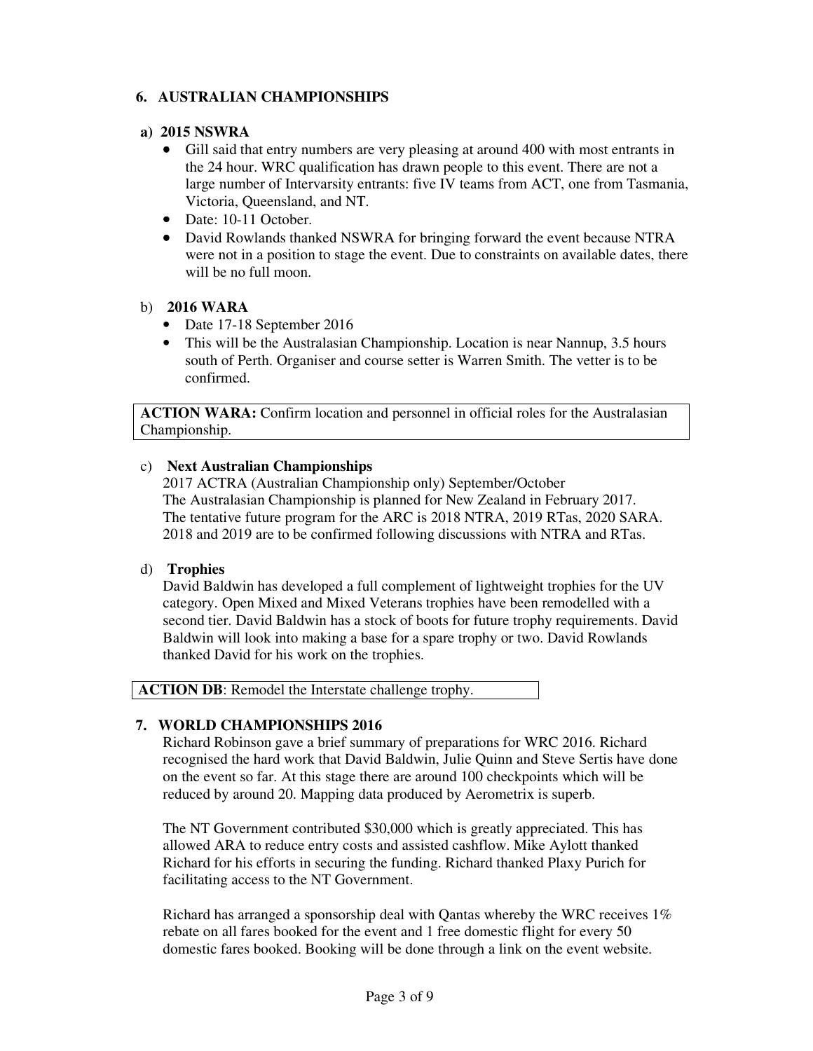## 6. AUSTRALIAN CHAMPIONSHIPS

### a) 2015 NSWRA

- Gill said that entry numbers are very pleasing at around 400 with most entrants in the 24 hour. WRC qualification has drawn people to this event. There are not a large number of Intervarsity entrants: five IV teams from ACT, one from Tasmania, Victoria, Queensland, and NT.
- Date: 10-11 October.
- David Rowlands thanked NSWRA for bringing forward the event because NTRA were not in a position to stage the event. Due to constraints on available dates, there will be no full moon.

### b) 2016 WARA

- Date 17-18 September 2016
- This will be the Australasian Championship. Location is near Nannup, 3.5 hours south of Perth. Organiser and course setter is Warren Smith. The vetter is to be confirmed.

**ACTION WARA:** Confirm location and personnel in official roles for the Australasian Championship.

### c) Next Australian Championships

2017 ACTRA (Australian Championship only) September/October
The Australasian Championship is planned for New Zealand in February 2017.
The tentative future program for the ARC is 2018 NTRA, 2019 RTas, 2020 SARA.
2018 and 2019 are to be confirmed following discussions with NTRA and RTas.

### d) Trophies

David Baldwin has developed a full complement of lightweight trophies for the UV category. Open Mixed and Mixed Veterans trophies have been remodelled with a second tier. David Baldwin has a stock of boots for future trophy requirements. David Baldwin will look into making a base for a spare trophy or two. David Rowlands thanked David for his work on the trophies.

**ACTION DB**: Remodel the Interstate challenge trophy.

## 7. WORLD CHAMPIONSHIPS 2016

Richard Robinson gave a brief summary of preparations for WRC 2016. Richard recognised the hard work that David Baldwin, Julie Quinn and Steve Sertis have done on the event so far. At this stage there are around 100 checkpoints which will be reduced by around 20. Mapping data produced by Aerometrix is superb.

The NT Government contributed $30,000 which is greatly appreciated. This has allowed ARA to reduce entry costs and assisted cashflow. Mike Aylott thanked Richard for his efforts in securing the funding. Richard thanked Plaxy Purich for facilitating access to the NT Government.

Richard has arranged a sponsorship deal with Qantas whereby the WRC receives 1% rebate on all fares booked for the event and 1 free domestic flight for every 50 domestic fares booked. Booking will be done through a link on the event website.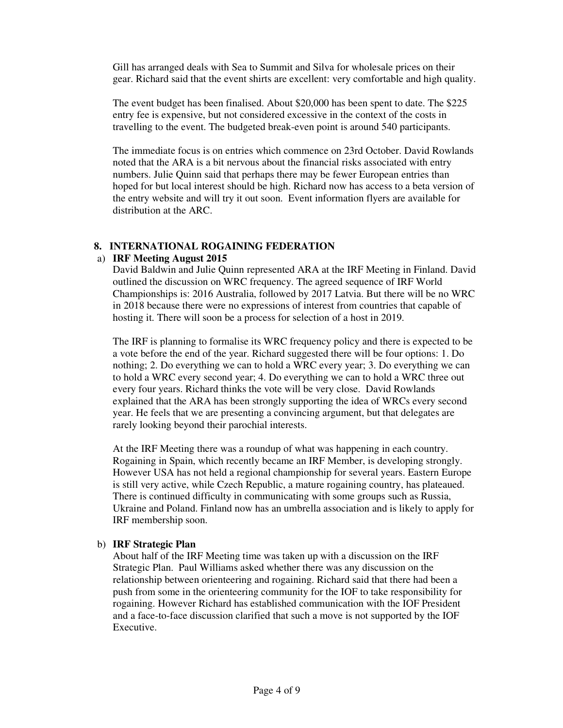Gill has arranged deals with Sea to Summit and Silva for wholesale prices on their gear. Richard said that the event shirts are excellent: very comfortable and high quality.

The event budget has been finalised. About $20,000 has been spent to date. The $225 entry fee is expensive, but not considered excessive in the context of the costs in travelling to the event. The budgeted break-even point is around 540 participants.

The immediate focus is on entries which commence on 23rd October. David Rowlands noted that the ARA is a bit nervous about the financial risks associated with entry numbers. Julie Quinn said that perhaps there may be fewer European entries than hoped for but local interest should be high. Richard now has access to a beta version of the entry website and will try it out soon. Event information flyers are available for distribution at the ARC.

## 8. INTERNATIONAL ROGAINING FEDERATION

### a) IRF Meeting August 2015

David Baldwin and Julie Quinn represented ARA at the IRF Meeting in Finland. David outlined the discussion on WRC frequency. The agreed sequence of IRF World Championships is: 2016 Australia, followed by 2017 Latvia. But there will be no WRC in 2018 because there were no expressions of interest from countries that capable of hosting it. There will soon be a process for selection of a host in 2019.

The IRF is planning to formalise its WRC frequency policy and there is expected to be a vote before the end of the year. Richard suggested there will be four options: 1. Do nothing; 2. Do everything we can to hold a WRC every year; 3. Do everything we can to hold a WRC every second year; 4. Do everything we can to hold a WRC three out every four years. Richard thinks the vote will be very close. David Rowlands explained that the ARA has been strongly supporting the idea of WRCs every second year. He feels that we are presenting a convincing argument, but that delegates are rarely looking beyond their parochial interests.

At the IRF Meeting there was a roundup of what was happening in each country. Rogaining in Spain, which recently became an IRF Member, is developing strongly. However USA has not held a regional championship for several years. Eastern Europe is still very active, while Czech Republic, a mature rogaining country, has plateaued. There is continued difficulty in communicating with some groups such as Russia, Ukraine and Poland. Finland now has an umbrella association and is likely to apply for IRF membership soon.

### b) IRF Strategic Plan

About half of the IRF Meeting time was taken up with a discussion on the IRF Strategic Plan. Paul Williams asked whether there was any discussion on the relationship between orienteering and rogaining. Richard said that there had been a push from some in the orienteering community for the IOF to take responsibility for rogaining. However Richard has established communication with the IOF President and a face-to-face discussion clarified that such a move is not supported by the IOF Executive.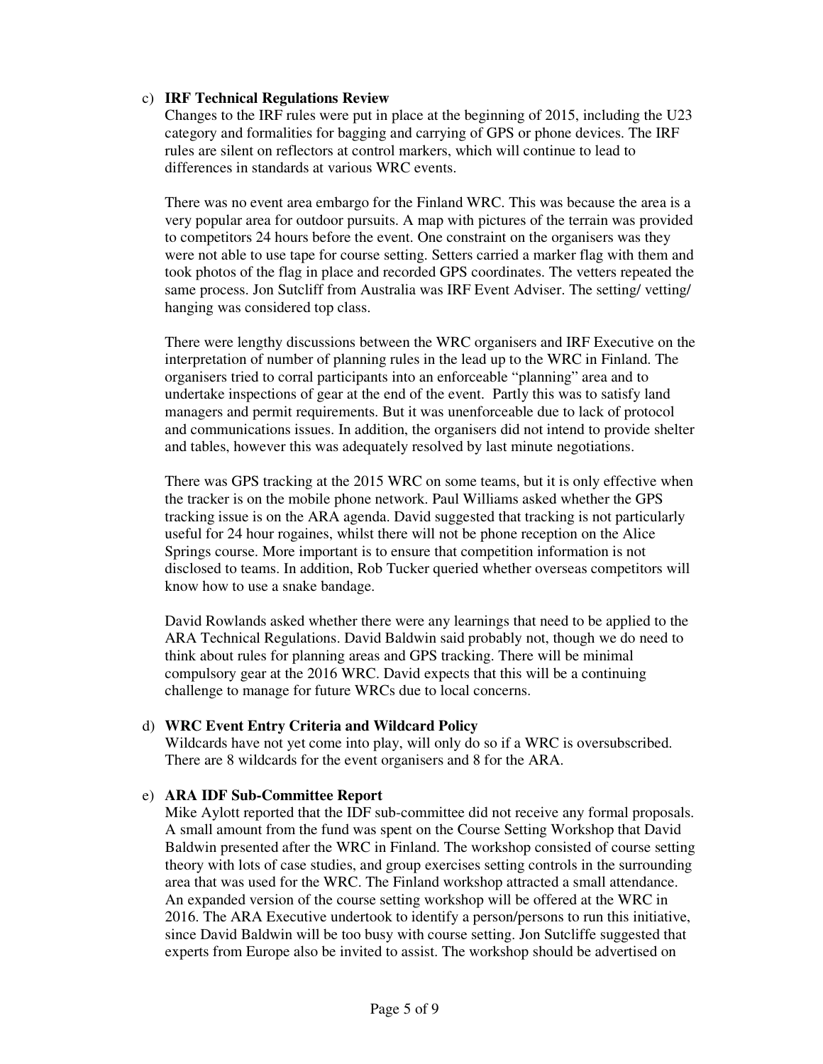c) **IRF Technical Regulations Review**

Changes to the IRF rules were put in place at the beginning of 2015, including the U23 category and formalities for bagging and carrying of GPS or phone devices. The IRF rules are silent on reflectors at control markers, which will continue to lead to differences in standards at various WRC events.

There was no event area embargo for the Finland WRC. This was because the area is a very popular area for outdoor pursuits. A map with pictures of the terrain was provided to competitors 24 hours before the event. One constraint on the organisers was they were not able to use tape for course setting. Setters carried a marker flag with them and took photos of the flag in place and recorded GPS coordinates. The vetters repeated the same process. Jon Sutcliff from Australia was IRF Event Adviser. The setting/ vetting/ hanging was considered top class.

There were lengthy discussions between the WRC organisers and IRF Executive on the interpretation of number of planning rules in the lead up to the WRC in Finland. The organisers tried to corral participants into an enforceable "planning" area and to undertake inspections of gear at the end of the event. Partly this was to satisfy land managers and permit requirements. But it was unenforceable due to lack of protocol and communications issues. In addition, the organisers did not intend to provide shelter and tables, however this was adequately resolved by last minute negotiations.

There was GPS tracking at the 2015 WRC on some teams, but it is only effective when the tracker is on the mobile phone network. Paul Williams asked whether the GPS tracking issue is on the ARA agenda. David suggested that tracking is not particularly useful for 24 hour rogaines, whilst there will not be phone reception on the Alice Springs course. More important is to ensure that competition information is not disclosed to teams. In addition, Rob Tucker queried whether overseas competitors will know how to use a snake bandage.

David Rowlands asked whether there were any learnings that need to be applied to the ARA Technical Regulations. David Baldwin said probably not, though we do need to think about rules for planning areas and GPS tracking. There will be minimal compulsory gear at the 2016 WRC. David expects that this will be a continuing challenge to manage for future WRCs due to local concerns.

d) **WRC Event Entry Criteria and Wildcard Policy**

Wildcards have not yet come into play, will only do so if a WRC is oversubscribed. There are 8 wildcards for the event organisers and 8 for the ARA.

e) **ARA IDF Sub-Committee Report**

Mike Aylott reported that the IDF sub-committee did not receive any formal proposals. A small amount from the fund was spent on the Course Setting Workshop that David Baldwin presented after the WRC in Finland. The workshop consisted of course setting theory with lots of case studies, and group exercises setting controls in the surrounding area that was used for the WRC. The Finland workshop attracted a small attendance. An expanded version of the course setting workshop will be offered at the WRC in 2016. The ARA Executive undertook to identify a person/persons to run this initiative, since David Baldwin will be too busy with course setting. Jon Sutcliffe suggested that experts from Europe also be invited to assist. The workshop should be advertised on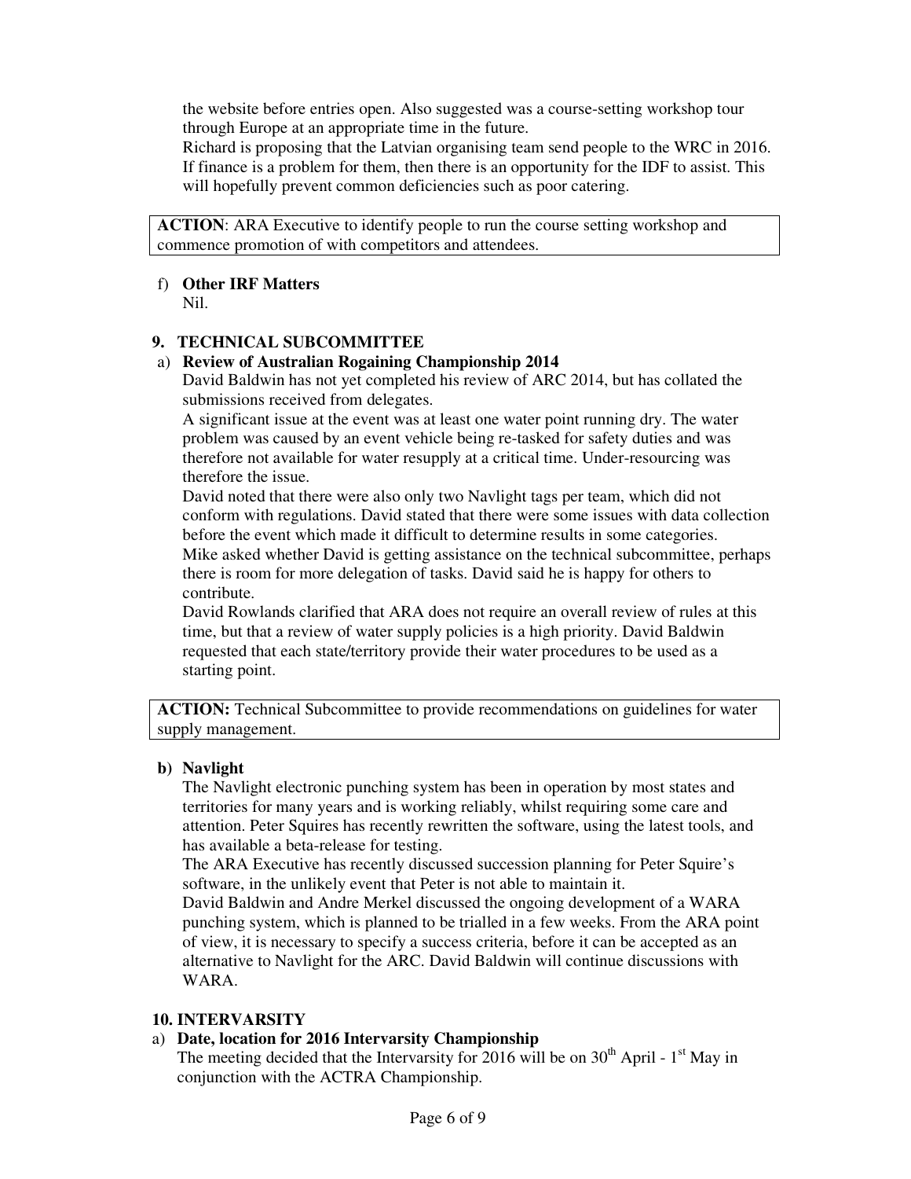the website before entries open. Also suggested was a course-setting workshop tour through Europe at an appropriate time in the future.
Richard is proposing that the Latvian organising team send people to the WRC in 2016. If finance is a problem for them, then there is an opportunity for the IDF to assist. This will hopefully prevent common deficiencies such as poor catering.

**ACTION**: ARA Executive to identify people to run the course setting workshop and commence promotion of with competitors and attendees.

f) **Other IRF Matters**
Nil.

## 9. TECHNICAL SUBCOMMITTEE

a) **Review of Australian Rogaining Championship 2014**
David Baldwin has not yet completed his review of ARC 2014, but has collated the submissions received from delegates.
A significant issue at the event was at least one water point running dry. The water problem was caused by an event vehicle being re-tasked for safety duties and was therefore not available for water resupply at a critical time. Under-resourcing was therefore the issue.
David noted that there were also only two Navlight tags per team, which did not conform with regulations. David stated that there were some issues with data collection before the event which made it difficult to determine results in some categories.
Mike asked whether David is getting assistance on the technical subcommittee, perhaps there is room for more delegation of tasks. David said he is happy for others to contribute.
David Rowlands clarified that ARA does not require an overall review of rules at this time, but that a review of water supply policies is a high priority. David Baldwin requested that each state/territory provide their water procedures to be used as a starting point.

**ACTION:** Technical Subcommittee to provide recommendations on guidelines for water supply management.

b) **Navlight**
The Navlight electronic punching system has been in operation by most states and territories for many years and is working reliably, whilst requiring some care and attention. Peter Squires has recently rewritten the software, using the latest tools, and has available a beta-release for testing.
The ARA Executive has recently discussed succession planning for Peter Squire's software, in the unlikely event that Peter is not able to maintain it.
David Baldwin and Andre Merkel discussed the ongoing development of a WARA punching system, which is planned to be trialled in a few weeks. From the ARA point of view, it is necessary to specify a success criteria, before it can be accepted as an alternative to Navlight for the ARC. David Baldwin will continue discussions with WARA.

## 10. INTERVARSITY

a) **Date, location for 2016 Intervarsity Championship**
The meeting decided that the Intervarsity for 2016 will be on 30th April - 1st May in conjunction with the ACTRA Championship.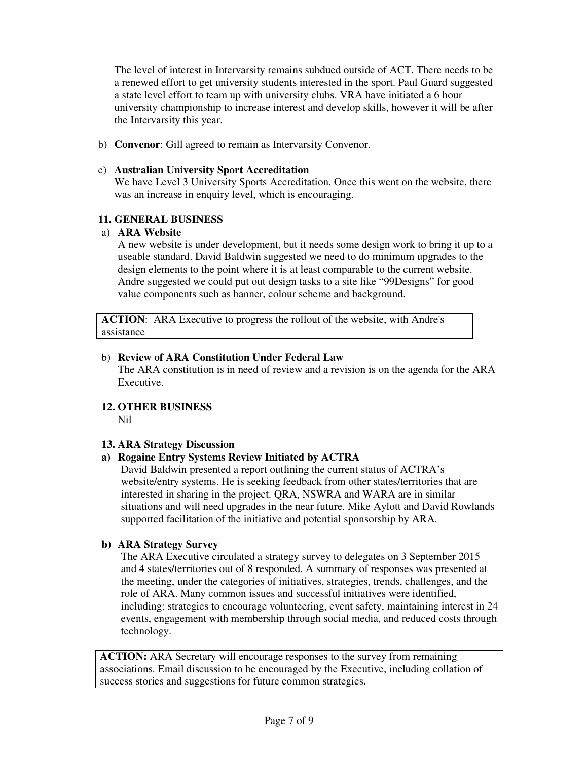The level of interest in Intervarsity remains subdued outside of ACT. There needs to be a renewed effort to get university students interested in the sport. Paul Guard suggested a state level effort to team up with university clubs. VRA have initiated a 6 hour university championship to increase interest and develop skills, however it will be after the Intervarsity this year.

b) **Convenor**: Gill agreed to remain as Intervarsity Convenor.

c) **Australian University Sport Accreditation**
We have Level 3 University Sports Accreditation. Once this went on the website, there was an increase in enquiry level, which is encouraging.

## 11. GENERAL BUSINESS

a) **ARA Website**
A new website is under development, but it needs some design work to bring it up to a useable standard. David Baldwin suggested we need to do minimum upgrades to the design elements to the point where it is at least comparable to the current website. Andre suggested we could put out design tasks to a site like "99Designs" for good value components such as banner, colour scheme and background.

> **ACTION**: ARA Executive to progress the rollout of the website, with Andre's assistance

b) **Review of ARA Constitution Under Federal Law**
The ARA constitution is in need of review and a revision is on the agenda for the ARA Executive.

## 12. OTHER BUSINESS

Nil

## 13. ARA Strategy Discussion

**a) Rogaine Entry Systems Review Initiated by ACTRA**
David Baldwin presented a report outlining the current status of ACTRA's website/entry systems. He is seeking feedback from other states/territories that are interested in sharing in the project. QRA, NSWRA and WARA are in similar situations and will need upgrades in the near future. Mike Aylott and David Rowlands supported facilitation of the initiative and potential sponsorship by ARA.

**b) ARA Strategy Survey**
The ARA Executive circulated a strategy survey to delegates on 3 September 2015 and 4 states/territories out of 8 responded. A summary of responses was presented at the meeting, under the categories of initiatives, strategies, trends, challenges, and the role of ARA. Many common issues and successful initiatives were identified, including: strategies to encourage volunteering, event safety, maintaining interest in 24 events, engagement with membership through social media, and reduced costs through technology.

> **ACTION:** ARA Secretary will encourage responses to the survey from remaining associations. Email discussion to be encouraged by the Executive, including collation of success stories and suggestions for future common strategies.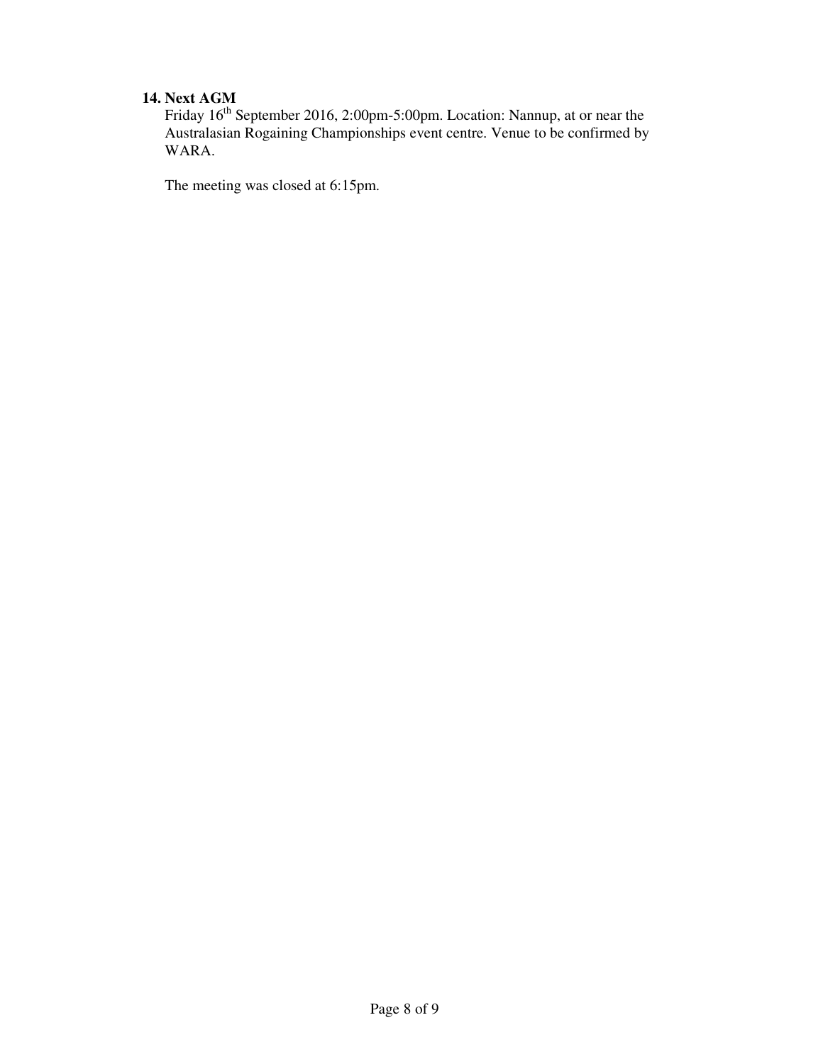**14. Next AGM**

Friday 16th September 2016, 2:00pm-5:00pm. Location: Nannup, at or near the Australasian Rogaining Championships event centre. Venue to be confirmed by WARA.

The meeting was closed at 6:15pm.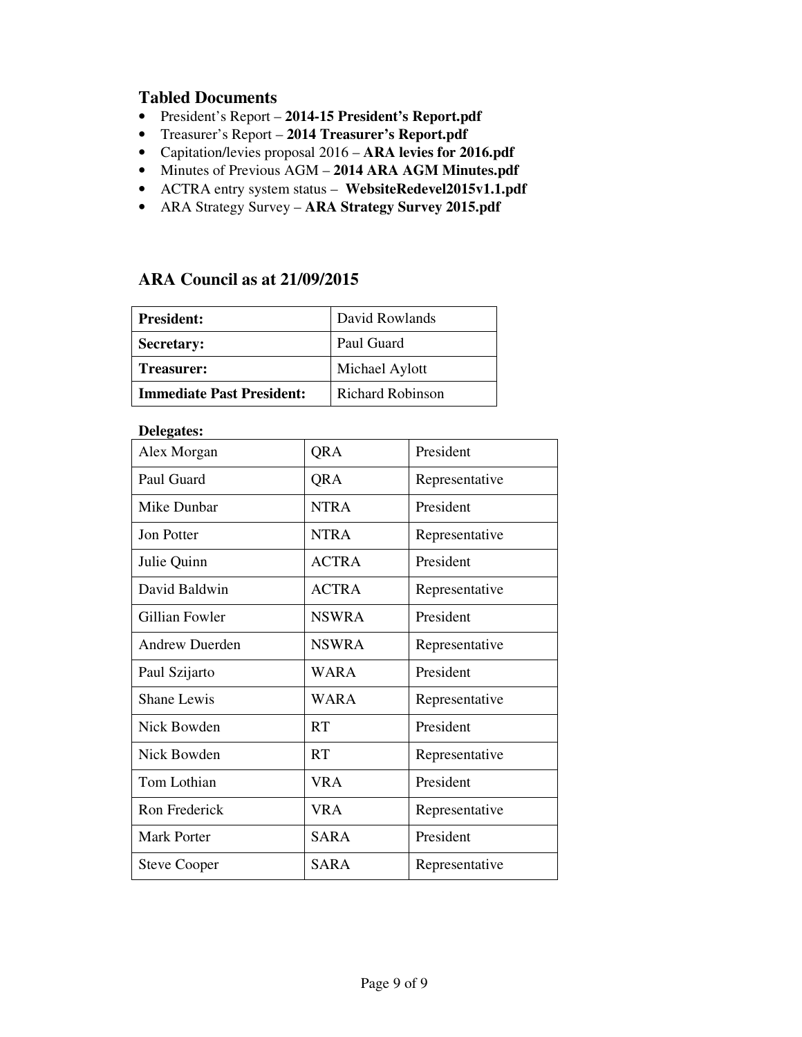## Tabled Documents

- President's Report – **2014-15 President's Report.pdf**
- Treasurer's Report – **2014 Treasurer's Report.pdf**
- Capitation/levies proposal 2016 – **ARA levies for 2016.pdf**
- Minutes of Previous AGM – **2014 ARA AGM Minutes.pdf**
- ACTRA entry system status – **WebsiteRedevel2015v1.1.pdf**
- ARA Strategy Survey – **ARA Strategy Survey 2015.pdf**

## ARA Council as at 21/09/2015

| | |
|---|---|
| **President:** | David Rowlands |
| **Secretary:** | Paul Guard |
| **Treasurer:** | Michael Aylott |
| **Immediate Past President:** | Richard Robinson |

**Delegates:**

| | | |
|---|---|---|
| Alex Morgan | QRA | President |
| Paul Guard | QRA | Representative |
| Mike Dunbar | NTRA | President |
| Jon Potter | NTRA | Representative |
| Julie Quinn | ACTRA | President |
| David Baldwin | ACTRA | Representative |
| Gillian Fowler | NSWRA | President |
| Andrew Duerden | NSWRA | Representative |
| Paul Szijarto | WARA | President |
| Shane Lewis | WARA | Representative |
| Nick Bowden | RT | President |
| Nick Bowden | RT | Representative |
| Tom Lothian | VRA | President |
| Ron Frederick | VRA | Representative |
| Mark Porter | SARA | President |
| Steve Cooper | SARA | Representative |